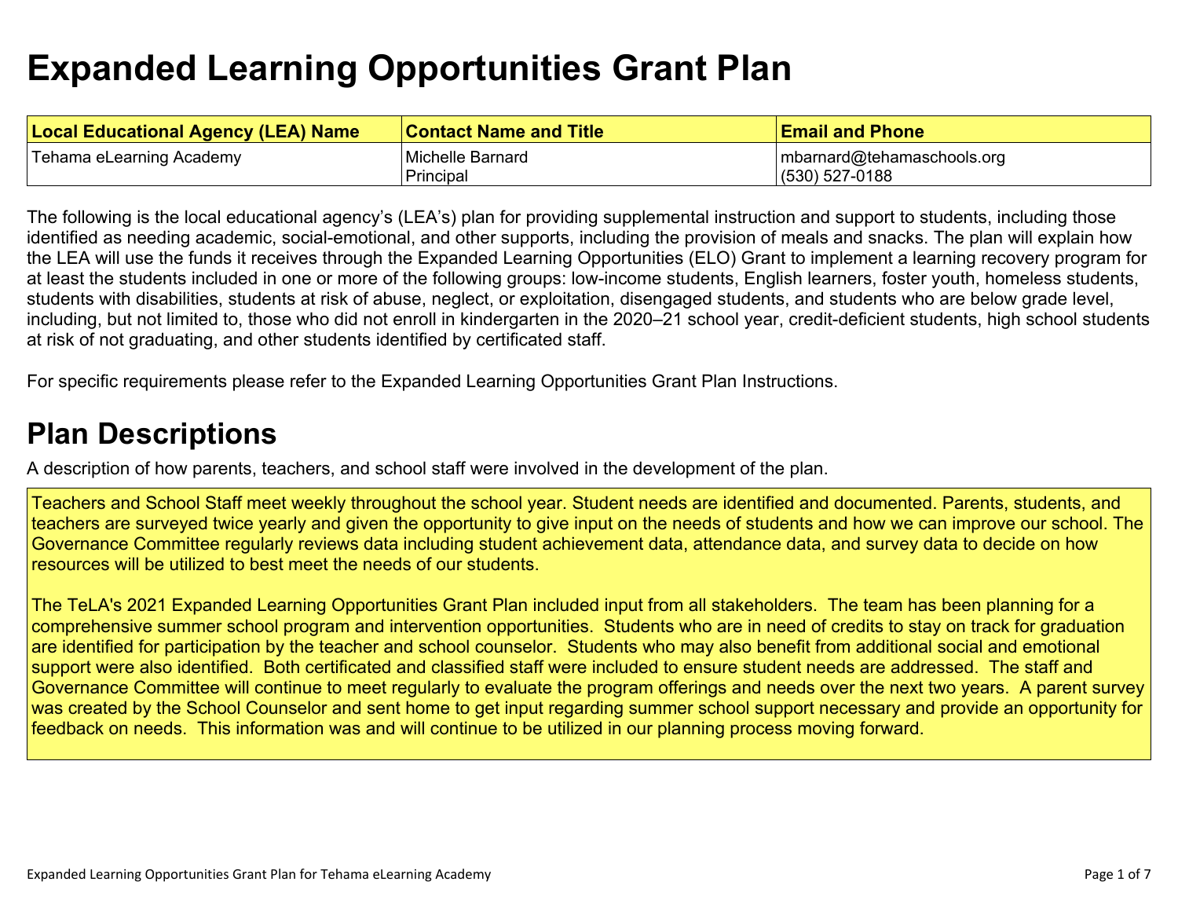# Expanded Learning Opportunities Grant Plan

| Local Educational Agency (LEA) Name | Contact Name and Title | Email and Phone |
|---|---|---|
| Tehama eLearning Academy | Michelle Barnard<br>Principal | mbarnard@tehamaschools.org<br>(530) 527-0188 |

The following is the local educational agency's (LEA's) plan for providing supplemental instruction and support to students, including those identified as needing academic, social-emotional, and other supports, including the provision of meals and snacks. The plan will explain how the LEA will use the funds it receives through the Expanded Learning Opportunities (ELO) Grant to implement a learning recovery program for at least the students included in one or more of the following groups: low-income students, English learners, foster youth, homeless students, students with disabilities, students at risk of abuse, neglect, or exploitation, disengaged students, and students who are below grade level, including, but not limited to, those who did not enroll in kindergarten in the 2020–21 school year, credit-deficient students, high school students at risk of not graduating, and other students identified by certificated staff.

For specific requirements please refer to the Expanded Learning Opportunities Grant Plan Instructions.

## Plan Descriptions

A description of how parents, teachers, and school staff were involved in the development of the plan.

Teachers and School Staff meet weekly throughout the school year. Student needs are identified and documented. Parents, students, and teachers are surveyed twice yearly and given the opportunity to give input on the needs of students and how we can improve our school. The Governance Committee regularly reviews data including student achievement data, attendance data, and survey data to decide on how resources will be utilized to best meet the needs of our students.

The TeLA's 2021 Expanded Learning Opportunities Grant Plan included input from all stakeholders. The team has been planning for a comprehensive summer school program and intervention opportunities. Students who are in need of credits to stay on track for graduation are identified for participation by the teacher and school counselor. Students who may also benefit from additional social and emotional support were also identified. Both certificated and classified staff were included to ensure student needs are addressed. The staff and Governance Committee will continue to meet regularly to evaluate the program offerings and needs over the next two years. A parent survey was created by the School Counselor and sent home to get input regarding summer school support necessary and provide an opportunity for feedback on needs. This information was and will continue to be utilized in our planning process moving forward.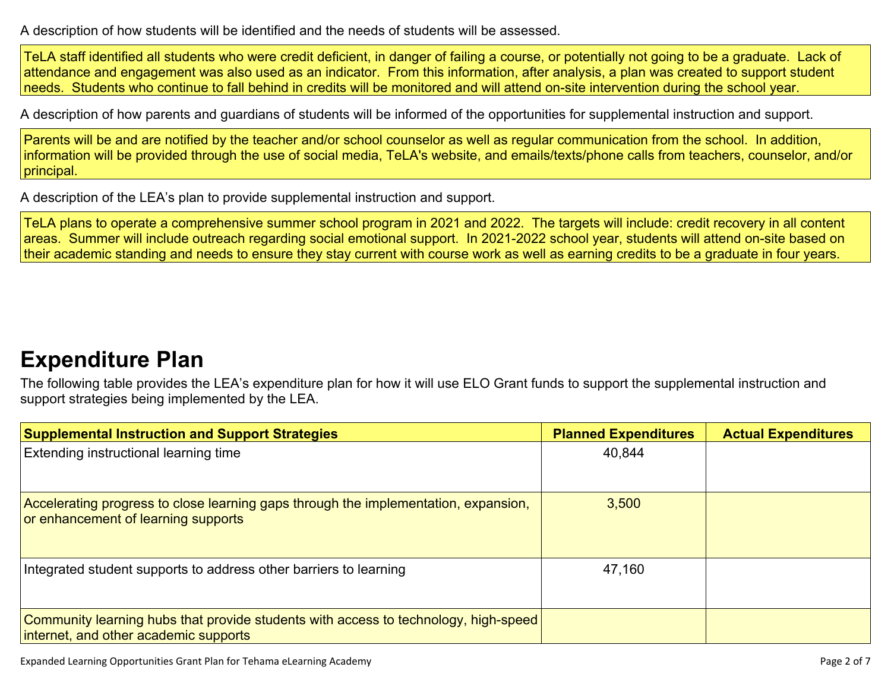A description of how students will be identified and the needs of students will be assessed.

TeLA staff identified all students who were credit deficient, in danger of failing a course, or potentially not going to be a graduate. Lack of attendance and engagement was also used as an indicator. From this information, after analysis, a plan was created to support student needs. Students who continue to fall behind in credits will be monitored and will attend on-site intervention during the school year.

A description of how parents and guardians of students will be informed of the opportunities for supplemental instruction and support.

Parents will be and are notified by the teacher and/or school counselor as well as regular communication from the school. In addition, information will be provided through the use of social media, TeLA's website, and emails/texts/phone calls from teachers, counselor, and/or principal.

A description of the LEA's plan to provide supplemental instruction and support.

TeLA plans to operate a comprehensive summer school program in 2021 and 2022. The targets will include: credit recovery in all content areas. Summer will include outreach regarding social emotional support. In 2021-2022 school year, students will attend on-site based on their academic standing and needs to ensure they stay current with course work as well as earning credits to be a graduate in four years.

# Expenditure Plan

The following table provides the LEA's expenditure plan for how it will use ELO Grant funds to support the supplemental instruction and support strategies being implemented by the LEA.

| Supplemental Instruction and Support Strategies | Planned Expenditures | Actual Expenditures |
|---|---|---|
| Extending instructional learning time | 40,844 | |
| Accelerating progress to close learning gaps through the implementation, expansion, or enhancement of learning supports | 3,500 | |
| Integrated student supports to address other barriers to learning | 47,160 | |
| Community learning hubs that provide students with access to technology, high-speed internet, and other academic supports | | |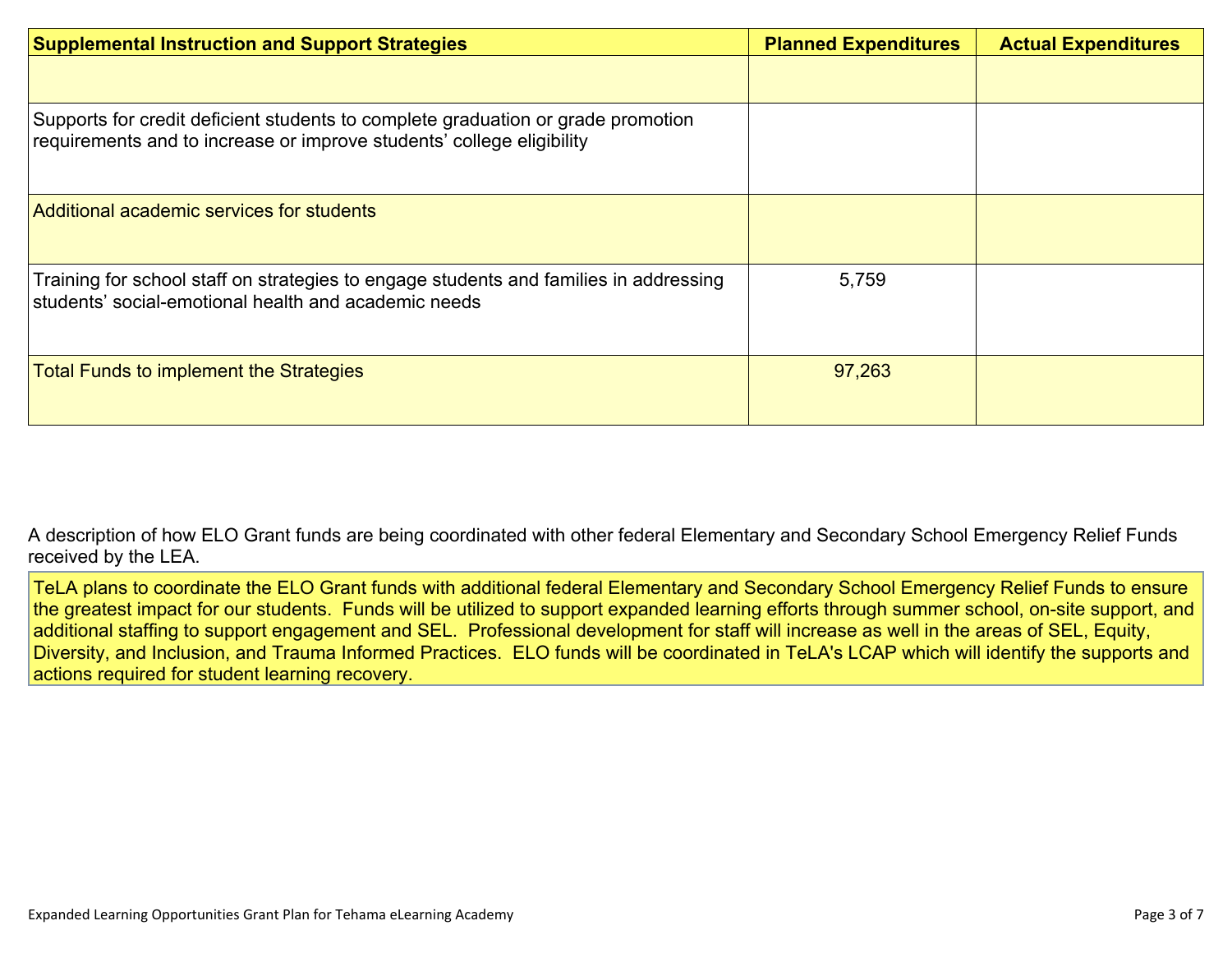| Supplemental Instruction and Support Strategies | Planned Expenditures | Actual Expenditures |
|---|---|---|
| | | |
| Supports for credit deficient students to complete graduation or grade promotion requirements and to increase or improve students' college eligibility | | |
| Additional academic services for students | | |
| Training for school staff on strategies to engage students and families in addressing students' social-emotional health and academic needs | 5,759 | |
| Total Funds to implement the Strategies | 97,263 | |

A description of how ELO Grant funds are being coordinated with other federal Elementary and Secondary School Emergency Relief Funds received by the LEA.

TeLA plans to coordinate the ELO Grant funds with additional federal Elementary and Secondary School Emergency Relief Funds to ensure the greatest impact for our students. Funds will be utilized to support expanded learning efforts through summer school, on-site support, and additional staffing to support engagement and SEL. Professional development for staff will increase as well in the areas of SEL, Equity, Diversity, and Inclusion, and Trauma Informed Practices. ELO funds will be coordinated in TeLA's LCAP which will identify the supports and actions required for student learning recovery.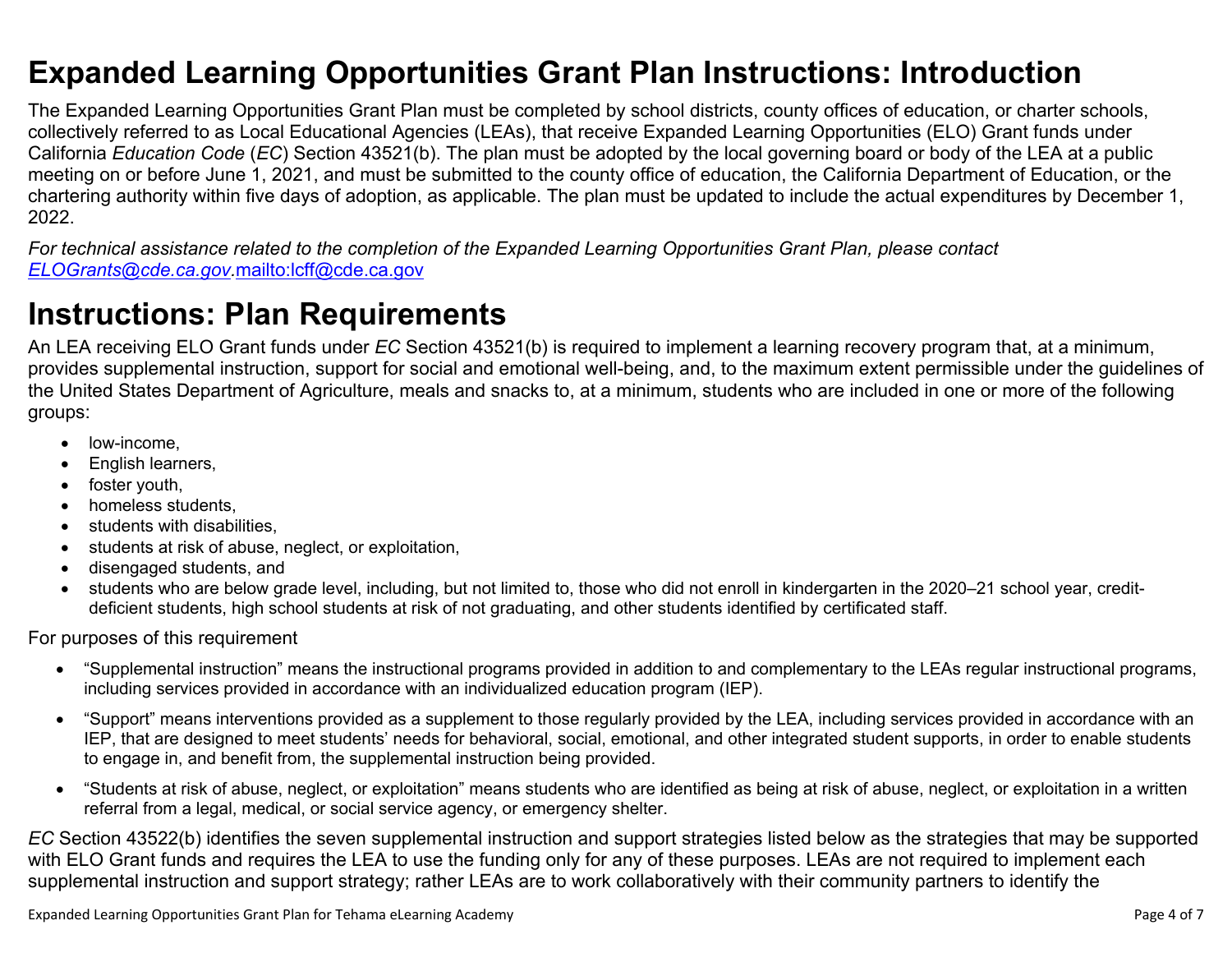# Expanded Learning Opportunities Grant Plan Instructions: Introduction

The Expanded Learning Opportunities Grant Plan must be completed by school districts, county offices of education, or charter schools, collectively referred to as Local Educational Agencies (LEAs), that receive Expanded Learning Opportunities (ELO) Grant funds under California *Education Code* (*EC*) Section 43521(b). The plan must be adopted by the local governing board or body of the LEA at a public meeting on or before June 1, 2021, and must be submitted to the county office of education, the California Department of Education, or the chartering authority within five days of adoption, as applicable. The plan must be updated to include the actual expenditures by December 1, 2022.

*For technical assistance related to the completion of the Expanded Learning Opportunities Grant Plan, please contact [ELOGrants@cde.ca.gov](mailto:ELOGrants@cde.ca.gov).*[mailto:lcff@cde.ca.gov](mailto:lcff@cde.ca.gov)

# Instructions: Plan Requirements

An LEA receiving ELO Grant funds under *EC* Section 43521(b) is required to implement a learning recovery program that, at a minimum, provides supplemental instruction, support for social and emotional well-being, and, to the maximum extent permissible under the guidelines of the United States Department of Agriculture, meals and snacks to, at a minimum, students who are included in one or more of the following groups:

- low-income,
- English learners,
- foster youth,
- homeless students,
- students with disabilities,
- students at risk of abuse, neglect, or exploitation,
- disengaged students, and
- students who are below grade level, including, but not limited to, those who did not enroll in kindergarten in the 2020–21 school year, credit-deficient students, high school students at risk of not graduating, and other students identified by certificated staff.

For purposes of this requirement

- "Supplemental instruction" means the instructional programs provided in addition to and complementary to the LEAs regular instructional programs, including services provided in accordance with an individualized education program (IEP).
- "Support" means interventions provided as a supplement to those regularly provided by the LEA, including services provided in accordance with an IEP, that are designed to meet students' needs for behavioral, social, emotional, and other integrated student supports, in order to enable students to engage in, and benefit from, the supplemental instruction being provided.
- "Students at risk of abuse, neglect, or exploitation" means students who are identified as being at risk of abuse, neglect, or exploitation in a written referral from a legal, medical, or social service agency, or emergency shelter.

*EC* Section 43522(b) identifies the seven supplemental instruction and support strategies listed below as the strategies that may be supported with ELO Grant funds and requires the LEA to use the funding only for any of these purposes. LEAs are not required to implement each supplemental instruction and support strategy; rather LEAs are to work collaboratively with their community partners to identify the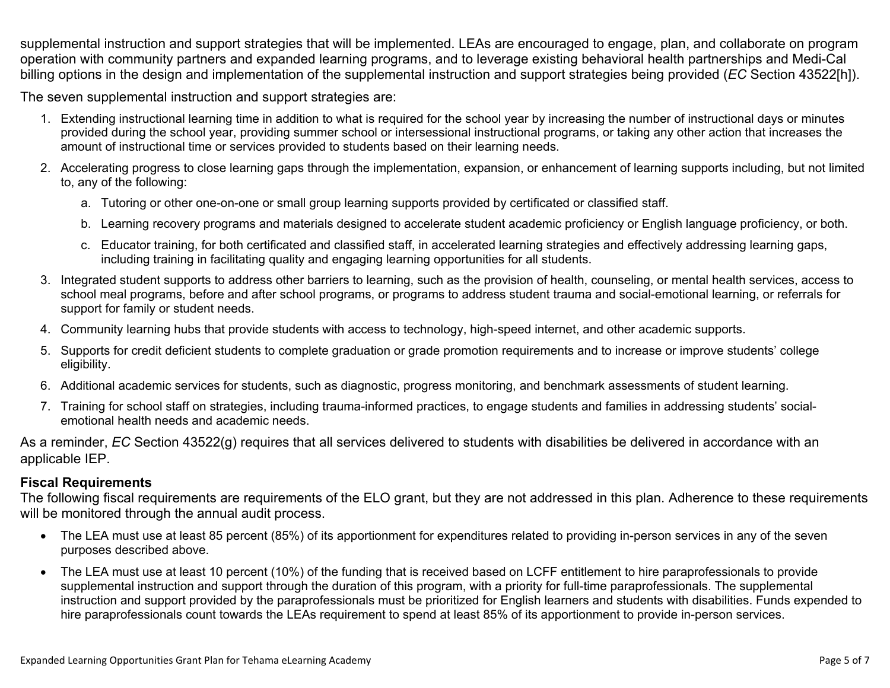supplemental instruction and support strategies that will be implemented. LEAs are encouraged to engage, plan, and collaborate on program operation with community partners and expanded learning programs, and to leverage existing behavioral health partnerships and Medi-Cal billing options in the design and implementation of the supplemental instruction and support strategies being provided (*EC* Section 43522[h]).

The seven supplemental instruction and support strategies are:

1. Extending instructional learning time in addition to what is required for the school year by increasing the number of instructional days or minutes provided during the school year, providing summer school or intersessional instructional programs, or taking any other action that increases the amount of instructional time or services provided to students based on their learning needs.
2. Accelerating progress to close learning gaps through the implementation, expansion, or enhancement of learning supports including, but not limited to, any of the following:
    a. Tutoring or other one-on-one or small group learning supports provided by certificated or classified staff.
    b. Learning recovery programs and materials designed to accelerate student academic proficiency or English language proficiency, or both.
    c. Educator training, for both certificated and classified staff, in accelerated learning strategies and effectively addressing learning gaps, including training in facilitating quality and engaging learning opportunities for all students.
3. Integrated student supports to address other barriers to learning, such as the provision of health, counseling, or mental health services, access to school meal programs, before and after school programs, or programs to address student trauma and social-emotional learning, or referrals for support for family or student needs.
4. Community learning hubs that provide students with access to technology, high-speed internet, and other academic supports.
5. Supports for credit deficient students to complete graduation or grade promotion requirements and to increase or improve students' college eligibility.
6. Additional academic services for students, such as diagnostic, progress monitoring, and benchmark assessments of student learning.
7. Training for school staff on strategies, including trauma-informed practices, to engage students and families in addressing students' social-emotional health needs and academic needs.

As a reminder, *EC* Section 43522(g) requires that all services delivered to students with disabilities be delivered in accordance with an applicable IEP.

**Fiscal Requirements**

The following fiscal requirements are requirements of the ELO grant, but they are not addressed in this plan. Adherence to these requirements will be monitored through the annual audit process.

- The LEA must use at least 85 percent (85%) of its apportionment for expenditures related to providing in-person services in any of the seven purposes described above.
- The LEA must use at least 10 percent (10%) of the funding that is received based on LCFF entitlement to hire paraprofessionals to provide supplemental instruction and support through the duration of this program, with a priority for full-time paraprofessionals. The supplemental instruction and support provided by the paraprofessionals must be prioritized for English learners and students with disabilities. Funds expended to hire paraprofessionals count towards the LEAs requirement to spend at least 85% of its apportionment to provide in-person services.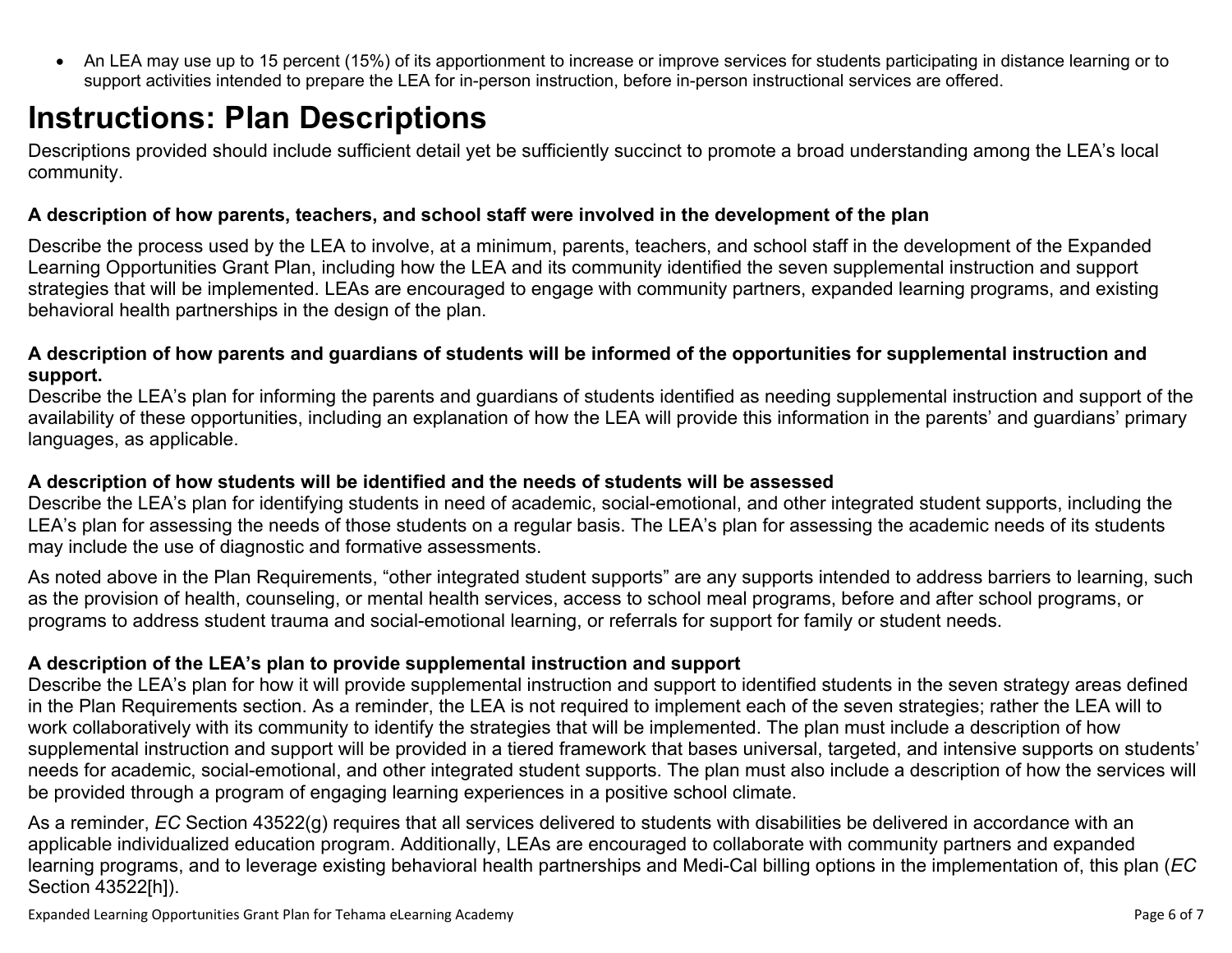- An LEA may use up to 15 percent (15%) of its apportionment to increase or improve services for students participating in distance learning or to support activities intended to prepare the LEA for in-person instruction, before in-person instructional services are offered.

# Instructions: Plan Descriptions

Descriptions provided should include sufficient detail yet be sufficiently succinct to promote a broad understanding among the LEA's local community.

**A description of how parents, teachers, and school staff were involved in the development of the plan**

Describe the process used by the LEA to involve, at a minimum, parents, teachers, and school staff in the development of the Expanded Learning Opportunities Grant Plan, including how the LEA and its community identified the seven supplemental instruction and support strategies that will be implemented. LEAs are encouraged to engage with community partners, expanded learning programs, and existing behavioral health partnerships in the design of the plan.

**A description of how parents and guardians of students will be informed of the opportunities for supplemental instruction and support.**

Describe the LEA's plan for informing the parents and guardians of students identified as needing supplemental instruction and support of the availability of these opportunities, including an explanation of how the LEA will provide this information in the parents' and guardians' primary languages, as applicable.

**A description of how students will be identified and the needs of students will be assessed**

Describe the LEA's plan for identifying students in need of academic, social-emotional, and other integrated student supports, including the LEA's plan for assessing the needs of those students on a regular basis. The LEA's plan for assessing the academic needs of its students may include the use of diagnostic and formative assessments.

As noted above in the Plan Requirements, "other integrated student supports" are any supports intended to address barriers to learning, such as the provision of health, counseling, or mental health services, access to school meal programs, before and after school programs, or programs to address student trauma and social-emotional learning, or referrals for support for family or student needs.

**A description of the LEA's plan to provide supplemental instruction and support**

Describe the LEA's plan for how it will provide supplemental instruction and support to identified students in the seven strategy areas defined in the Plan Requirements section. As a reminder, the LEA is not required to implement each of the seven strategies; rather the LEA will to work collaboratively with its community to identify the strategies that will be implemented. The plan must include a description of how supplemental instruction and support will be provided in a tiered framework that bases universal, targeted, and intensive supports on students' needs for academic, social-emotional, and other integrated student supports. The plan must also include a description of how the services will be provided through a program of engaging learning experiences in a positive school climate.

As a reminder, *EC* Section 43522(g) requires that all services delivered to students with disabilities be delivered in accordance with an applicable individualized education program. Additionally, LEAs are encouraged to collaborate with community partners and expanded learning programs, and to leverage existing behavioral health partnerships and Medi-Cal billing options in the implementation of, this plan (*EC* Section 43522[h]).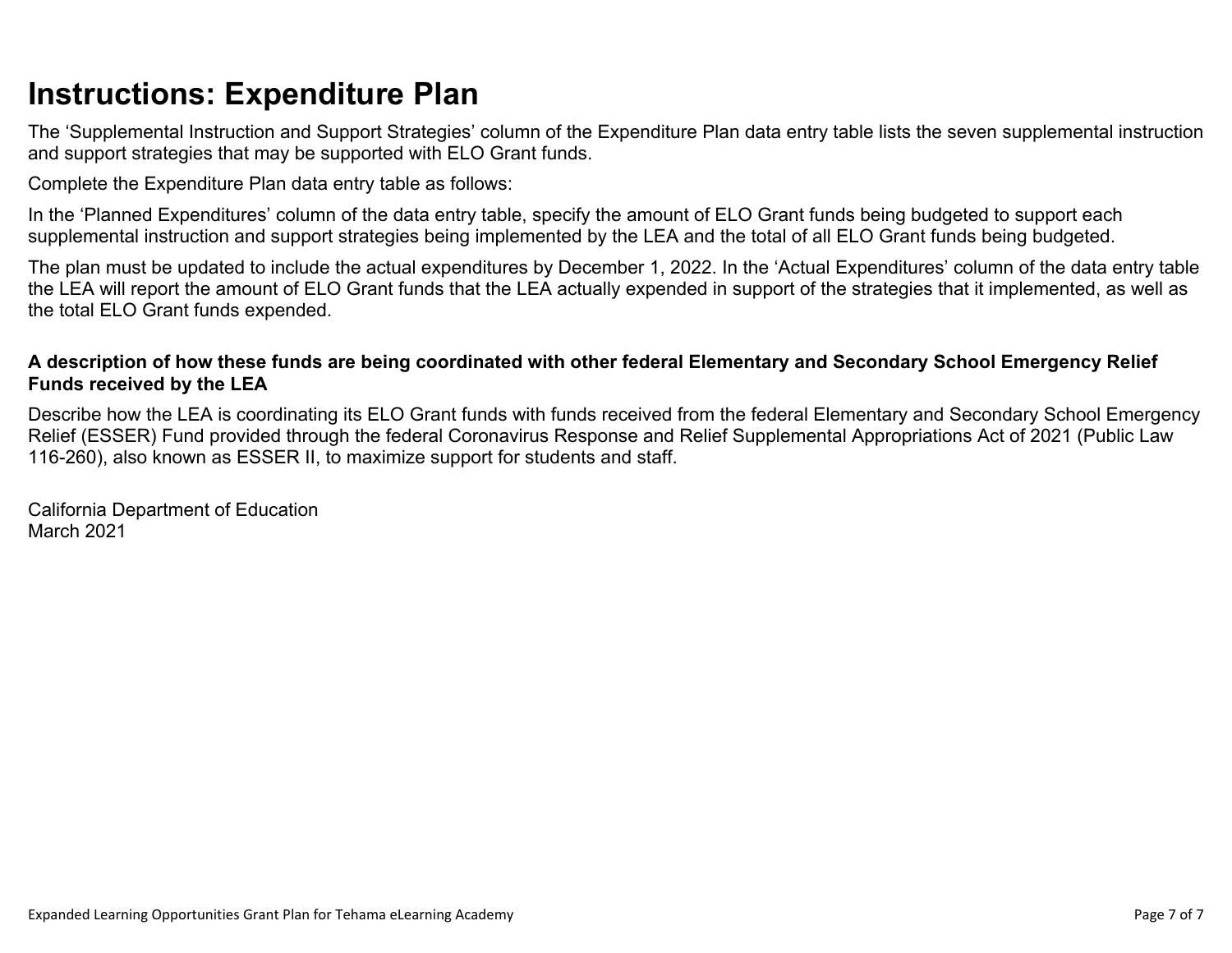# Instructions: Expenditure Plan

The 'Supplemental Instruction and Support Strategies' column of the Expenditure Plan data entry table lists the seven supplemental instruction and support strategies that may be supported with ELO Grant funds.

Complete the Expenditure Plan data entry table as follows:

In the 'Planned Expenditures' column of the data entry table, specify the amount of ELO Grant funds being budgeted to support each supplemental instruction and support strategies being implemented by the LEA and the total of all ELO Grant funds being budgeted.

The plan must be updated to include the actual expenditures by December 1, 2022. In the 'Actual Expenditures' column of the data entry table the LEA will report the amount of ELO Grant funds that the LEA actually expended in support of the strategies that it implemented, as well as the total ELO Grant funds expended.

**A description of how these funds are being coordinated with other federal Elementary and Secondary School Emergency Relief Funds received by the LEA**

Describe how the LEA is coordinating its ELO Grant funds with funds received from the federal Elementary and Secondary School Emergency Relief (ESSER) Fund provided through the federal Coronavirus Response and Relief Supplemental Appropriations Act of 2021 (Public Law 116-260), also known as ESSER II, to maximize support for students and staff.

California Department of Education
March 2021